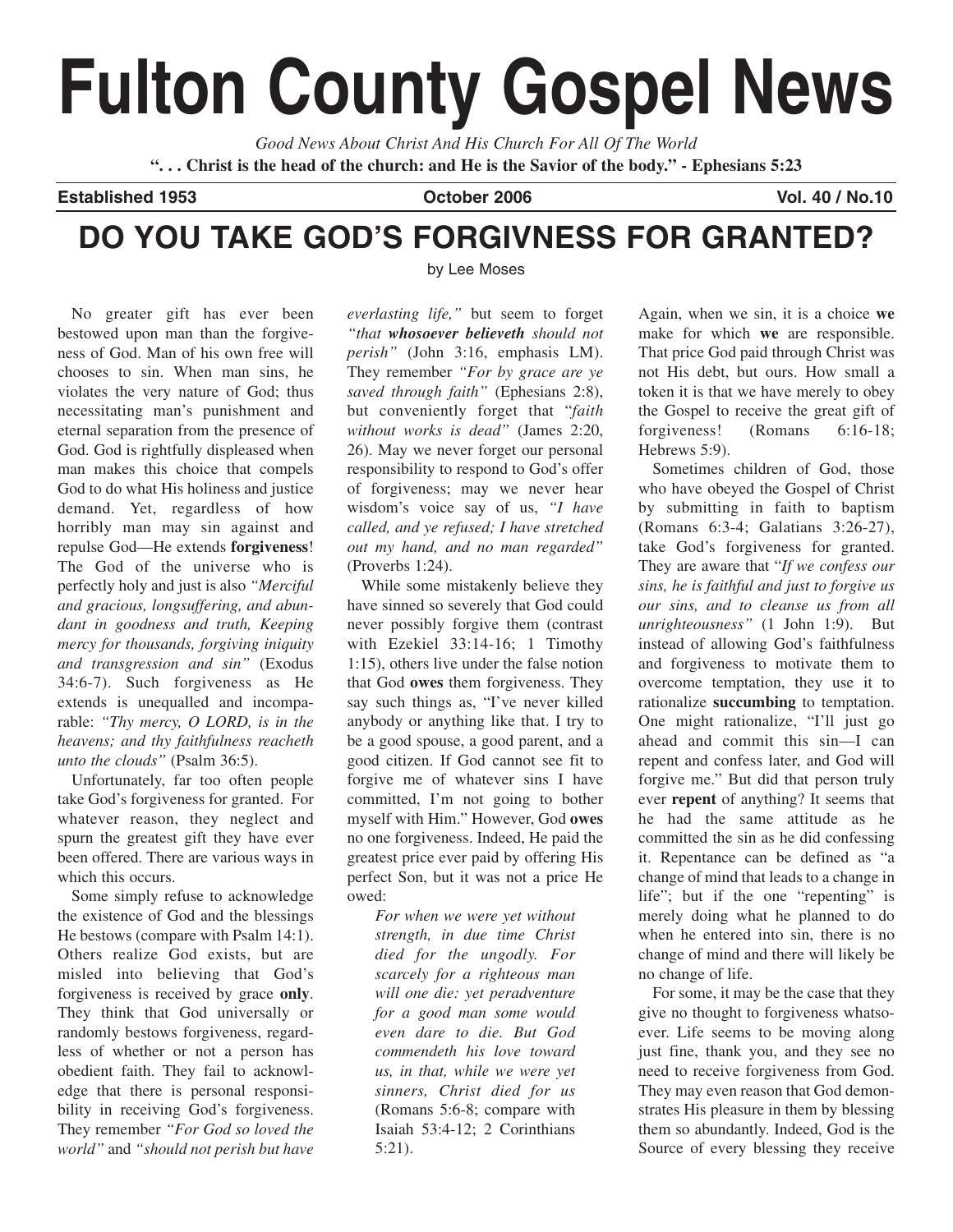# Fulton County Gospel News

*Good News About Christ And His Church For All Of The World*

**". . . Christ is the head of the church: and He is the Savior of the body." - Ephesians 5:23**

**Established 1953** **October 2006** **Vol. 40 / No.10**

## DO YOU TAKE GOD'S FORGIVNESS FOR GRANTED?

by Lee Moses

No greater gift has ever been bestowed upon man than the forgiveness of God. Man of his own free will chooses to sin. When man sins, he violates the very nature of God; thus necessitating man's punishment and eternal separation from the presence of God. God is rightfully displeased when man makes this choice that compels God to do what His holiness and justice demand. Yet, regardless of how horribly man may sin against and repulse God—He extends **forgiveness**! The God of the universe who is perfectly holy and just is also *"Merciful and gracious, longsuffering, and abundant in goodness and truth, Keeping mercy for thousands, forgiving iniquity and transgression and sin"* (Exodus 34:6-7). Such forgiveness as He extends is unequalled and incomparable: *"Thy mercy, O LORD, is in the heavens; and thy faithfulness reacheth unto the clouds"* (Psalm 36:5).

Unfortunately, far too often people take God's forgiveness for granted. For whatever reason, they neglect and spurn the greatest gift they have ever been offered. There are various ways in which this occurs.

Some simply refuse to acknowledge the existence of God and the blessings He bestows (compare with Psalm 14:1). Others realize God exists, but are misled into believing that God's forgiveness is received by grace **only**. They think that God universally or randomly bestows forgiveness, regardless of whether or not a person has obedient faith. They fail to acknowledge that there is personal responsibility in receiving God's forgiveness. They remember *"For God so loved the world"* and *"should not perish but have everlasting life,"* but seem to forget *"that **whosoever believeth** should not perish"* (John 3:16, emphasis LM). They remember *"For by grace are ye saved through faith"* (Ephesians 2:8), but conveniently forget that "*faith without works is dead"* (James 2:20, 26). May we never forget our personal responsibility to respond to God's offer of forgiveness; may we never hear wisdom's voice say of us, *"I have called, and ye refused; I have stretched out my hand, and no man regarded"* (Proverbs 1:24).

While some mistakenly believe they have sinned so severely that God could never possibly forgive them (contrast with Ezekiel 33:14-16; 1 Timothy 1:15), others live under the false notion that God **owes** them forgiveness. They say such things as, "I've never killed anybody or anything like that. I try to be a good spouse, a good parent, and a good citizen. If God cannot see fit to forgive me of whatever sins I have committed, I'm not going to bother myself with Him." However, God **owes** no one forgiveness. Indeed, He paid the greatest price ever paid by offering His perfect Son, but it was not a price He owed:

> *For when we were yet without strength, in due time Christ died for the ungodly. For scarcely for a righteous man will one die: yet peradventure for a good man some would even dare to die. But God commendeth his love toward us, in that, while we were yet sinners, Christ died for us* (Romans 5:6-8; compare with Isaiah 53:4-12; 2 Corinthians 5:21).

Again, when we sin, it is a choice **we** make for which **we** are responsible. That price God paid through Christ was not His debt, but ours. How small a token it is that we have merely to obey the Gospel to receive the great gift of forgiveness! (Romans 6:16-18; Hebrews 5:9).

Sometimes children of God, those who have obeyed the Gospel of Christ by submitting in faith to baptism (Romans 6:3-4; Galatians 3:26-27), take God's forgiveness for granted. They are aware that "*If we confess our sins, he is faithful and just to forgive us our sins, and to cleanse us from all unrighteousness"* (1 John 1:9). But instead of allowing God's faithfulness and forgiveness to motivate them to overcome temptation, they use it to rationalize **succumbing** to temptation. One might rationalize, "I'll just go ahead and commit this sin—I can repent and confess later, and God will forgive me." But did that person truly ever **repent** of anything? It seems that he had the same attitude as he committed the sin as he did confessing it. Repentance can be defined as "a change of mind that leads to a change in life"; but if the one "repenting" is merely doing what he planned to do when he entered into sin, there is no change of mind and there will likely be no change of life.

For some, it may be the case that they give no thought to forgiveness whatsoever. Life seems to be moving along just fine, thank you, and they see no need to receive forgiveness from God. They may even reason that God demonstrates His pleasure in them by blessing them so abundantly. Indeed, God is the Source of every blessing they receive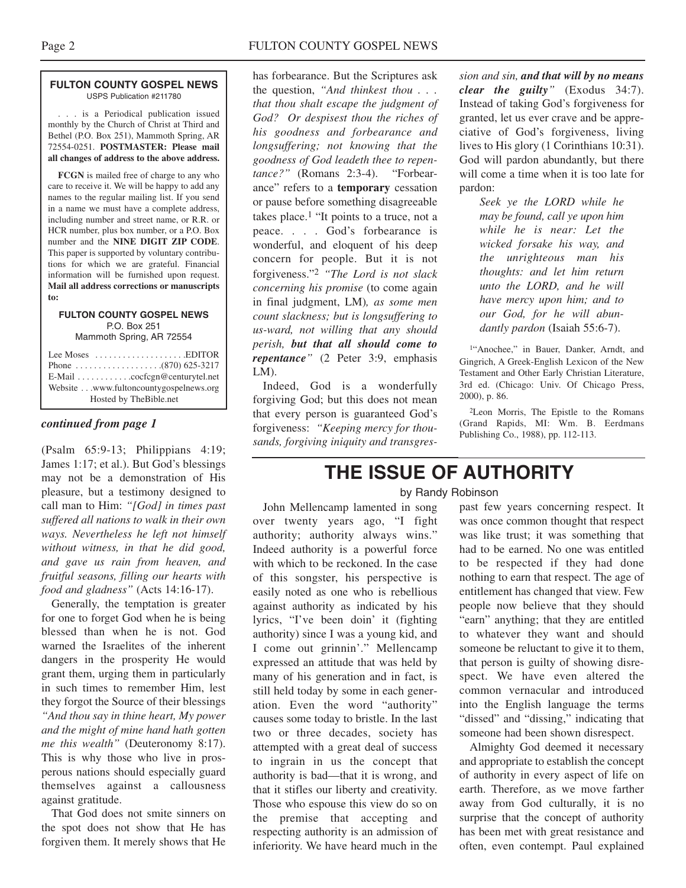**FULTON COUNTY GOSPEL NEWS**
USPS Publication #211780

. . . is a Periodical publication issued monthly by the Church of Christ at Third and Bethel (P.O. Box 251), Mammoth Spring, AR 72554-0251. **POSTMASTER: Please mail all changes of address to the above address.**

**FCGN** is mailed free of charge to any who care to receive it. We will be happy to add any names to the regular mailing list. If you send in a name we must have a complete address, including number and street name, or R.R. or HCR number, plus box number, or a P.O. Box number and the **NINE DIGIT ZIP CODE**. This paper is supported by voluntary contributions for which we are grateful. Financial information will be furnished upon request. **Mail all address corrections or manuscripts to:**

**FULTON COUNTY GOSPEL NEWS**
P.O. Box 251
Mammoth Spring, AR 72554

Lee Moses . . . . . . . . . . . . . . . . . . . .EDITOR
Phone . . . . . . . . . . . . . . . . . . .(870) 625-3217
E-Mail . . . . . . . . . . . .cocfcgn@centurytel.net
Website . . .www.fultoncountygospelnews.org
Hosted by TheBible.net

***continued from page 1***

(Psalm 65:9-13; Philippians 4:19; James 1:17; et al.). But God's blessings may not be a demonstration of His pleasure, but a testimony designed to call man to Him: *"[God] in times past suffered all nations to walk in their own ways. Nevertheless he left not himself without witness, in that he did good, and gave us rain from heaven, and fruitful seasons, filling our hearts with food and gladness"* (Acts 14:16-17).

Generally, the temptation is greater for one to forget God when he is being blessed than when he is not. God warned the Israelites of the inherent dangers in the prosperity He would grant them, urging them in particularly in such times to remember Him, lest they forgot the Source of their blessings *"And thou say in thine heart, My power and the might of mine hand hath gotten me this wealth"* (Deuteronomy 8:17). This is why those who live in prosperous nations should especially guard themselves against a callousness against gratitude.

That God does not smite sinners on the spot does not show that He has forgiven them. It merely shows that He has forbearance. But the Scriptures ask the question, *"And thinkest thou . . . that thou shalt escape the judgment of God? Or despisest thou the riches of his goodness and forbearance and longsuffering; not knowing that the goodness of God leadeth thee to repentance?"* (Romans 2:3-4). "Forbearance" refers to a **temporary** cessation or pause before something disagreeable takes place.[1] "It points to a truce, not a peace. . . . God's forbearance is wonderful, and eloquent of his deep concern for people. But it is not forgiveness."[2] *"The Lord is not slack concerning his promise* (to come again in final judgment, LM)*, as some men count slackness; but is longsuffering to us-ward, not willing that any should perish, **but that all should come to repentance**"* (2 Peter 3:9, emphasis LM).

Indeed, God is a wonderfully forgiving God; but this does not mean that every person is guaranteed God's forgiveness: *"Keeping mercy for thousands, forgiving iniquity and transgression and sin, **and that will by no means clear the guilty**"* (Exodus 34:7). Instead of taking God's forgiveness for granted, let us ever crave and be appreciative of God's forgiveness, living lives to His glory (1 Corinthians 10:31). God will pardon abundantly, but there will come a time when it is too late for pardon:

> *Seek ye the LORD while he may be found, call ye upon him while he is near: Let the wicked forsake his way, and the unrighteous man his thoughts: and let him return unto the LORD, and he will have mercy upon him; and to our God, for he will abundantly pardon* (Isaiah 55:6-7).

[1] "Anochee," in Bauer, Danker, Arndt, and Gingrich, A Greek-English Lexicon of the New Testament and Other Early Christian Literature, 3rd ed. (Chicago: Univ. Of Chicago Press, 2000), p. 86.

[2] Leon Morris, The Epistle to the Romans (Grand Rapids, MI: Wm. B. Eerdmans Publishing Co., 1988), pp. 112-113.

# THE ISSUE OF AUTHORITY

by Randy Robinson

John Mellencamp lamented in song over twenty years ago, "I fight authority; authority always wins." Indeed authority is a powerful force with which to be reckoned. In the case of this songster, his perspective is easily noted as one who is rebellious against authority as indicated by his lyrics, "I've been doin' it (fighting authority) since I was a young kid, and I come out grinnin'." Mellencamp expressed an attitude that was held by many of his generation and in fact, is still held today by some in each generation. Even the word "authority" causes some today to bristle. In the last two or three decades, society has attempted with a great deal of success to ingrain in us the concept that authority is bad—that it is wrong, and that it stifles our liberty and creativity. Those who espouse this view do so on the premise that accepting and respecting authority is an admission of inferiority. We have heard much in the past few years concerning respect. It was once common thought that respect was like trust; it was something that had to be earned. No one was entitled to be respected if they had done nothing to earn that respect. The age of entitlement has changed that view. Few people now believe that they should "earn" anything; that they are entitled to whatever they want and should someone be reluctant to give it to them, that person is guilty of showing disrespect. We have even altered the common vernacular and introduced into the English language the terms "dissed" and "dissing," indicating that someone had been shown disrespect.

Almighty God deemed it necessary and appropriate to establish the concept of authority in every aspect of life on earth. Therefore, as we move farther away from God culturally, it is no surprise that the concept of authority has been met with great resistance and often, even contempt. Paul explained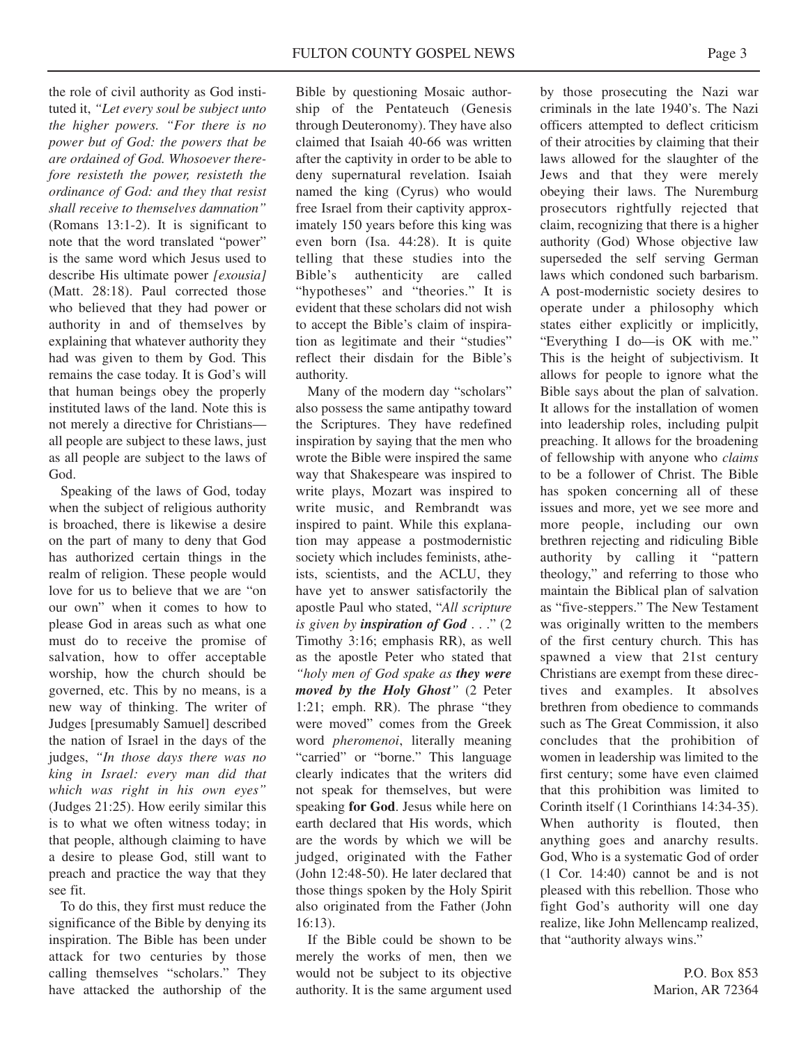the role of civil authority as God instituted it, *"Let every soul be subject unto the higher powers. "For there is no power but of God: the powers that be are ordained of God. Whosoever therefore resisteth the power, resisteth the ordinance of God: and they that resist shall receive to themselves damnation"* (Romans 13:1-2). It is significant to note that the word translated "power" is the same word which Jesus used to describe His ultimate power *[exousia]* (Matt. 28:18). Paul corrected those who believed that they had power or authority in and of themselves by explaining that whatever authority they had was given to them by God. This remains the case today. It is God's will that human beings obey the properly instituted laws of the land. Note this is not merely a directive for Christians—all people are subject to these laws, just as all people are subject to the laws of God.

Speaking of the laws of God, today when the subject of religious authority is broached, there is likewise a desire on the part of many to deny that God has authorized certain things in the realm of religion. These people would love for us to believe that we are "on our own" when it comes to how to please God in areas such as what one must do to receive the promise of salvation, how to offer acceptable worship, how the church should be governed, etc. This by no means, is a new way of thinking. The writer of Judges [presumably Samuel] described the nation of Israel in the days of the judges, *"In those days there was no king in Israel: every man did that which was right in his own eyes"* (Judges 21:25). How eerily similar this is to what we often witness today; in that people, although claiming to have a desire to please God, still want to preach and practice the way that they see fit.

To do this, they first must reduce the significance of the Bible by denying its inspiration. The Bible has been under attack for two centuries by those calling themselves "scholars." They have attacked the authorship of the Bible by questioning Mosaic authorship of the Pentateuch (Genesis through Deuteronomy). They have also claimed that Isaiah 40-66 was written after the captivity in order to be able to deny supernatural revelation. Isaiah named the king (Cyrus) who would free Israel from their captivity approximately 150 years before this king was even born (Isa. 44:28). It is quite telling that these studies into the Bible's authenticity are called "hypotheses" and "theories." It is evident that these scholars did not wish to accept the Bible's claim of inspiration as legitimate and their "studies" reflect their disdain for the Bible's authority.

Many of the modern day "scholars" also possess the same antipathy toward the Scriptures. They have redefined inspiration by saying that the men who wrote the Bible were inspired the same way that Shakespeare was inspired to write plays, Mozart was inspired to write music, and Rembrandt was inspired to paint. While this explanation may appease a postmodernistic society which includes feminists, atheists, scientists, and the ACLU, they have yet to answer satisfactorily the apostle Paul who stated, "*All scripture is given by **inspiration of God** . . .*" (2 Timothy 3:16; emphasis RR), as well as the apostle Peter who stated that *"holy men of God spake as **they were moved by the Holy Ghost**"* (2 Peter 1:21; emph. RR). The phrase "they were moved" comes from the Greek word *pheromenoi*, literally meaning "carried" or "borne." This language clearly indicates that the writers did not speak for themselves, but were speaking **for God**. Jesus while here on earth declared that His words, which are the words by which we will be judged, originated with the Father (John 12:48-50). He later declared that those things spoken by the Holy Spirit also originated from the Father (John 16:13).

If the Bible could be shown to be merely the works of men, then we would not be subject to its objective authority. It is the same argument used by those prosecuting the Nazi war criminals in the late 1940's. The Nazi officers attempted to deflect criticism of their atrocities by claiming that their laws allowed for the slaughter of the Jews and that they were merely obeying their laws. The Nuremburg prosecutors rightfully rejected that claim, recognizing that there is a higher authority (God) Whose objective law superseded the self serving German laws which condoned such barbarism. A post-modernistic society desires to operate under a philosophy which states either explicitly or implicitly, "Everything I do—is OK with me." This is the height of subjectivism. It allows for people to ignore what the Bible says about the plan of salvation. It allows for the installation of women into leadership roles, including pulpit preaching. It allows for the broadening of fellowship with anyone who *claims* to be a follower of Christ. The Bible has spoken concerning all of these issues and more, yet we see more and more people, including our own brethren rejecting and ridiculing Bible authority by calling it "pattern theology," and referring to those who maintain the Biblical plan of salvation as "five-steppers." The New Testament was originally written to the members of the first century church. This has spawned a view that 21st century Christians are exempt from these directives and examples. It absolves brethren from obedience to commands such as The Great Commission, it also concludes that the prohibition of women in leadership was limited to the first century; some have even claimed that this prohibition was limited to Corinth itself (1 Corinthians 14:34-35). When authority is flouted, then anything goes and anarchy results. God, Who is a systematic God of order (1 Cor. 14:40) cannot be and is not pleased with this rebellion. Those who fight God's authority will one day realize, like John Mellencamp realized, that "authority always wins."

P.O. Box 853
Marion, AR 72364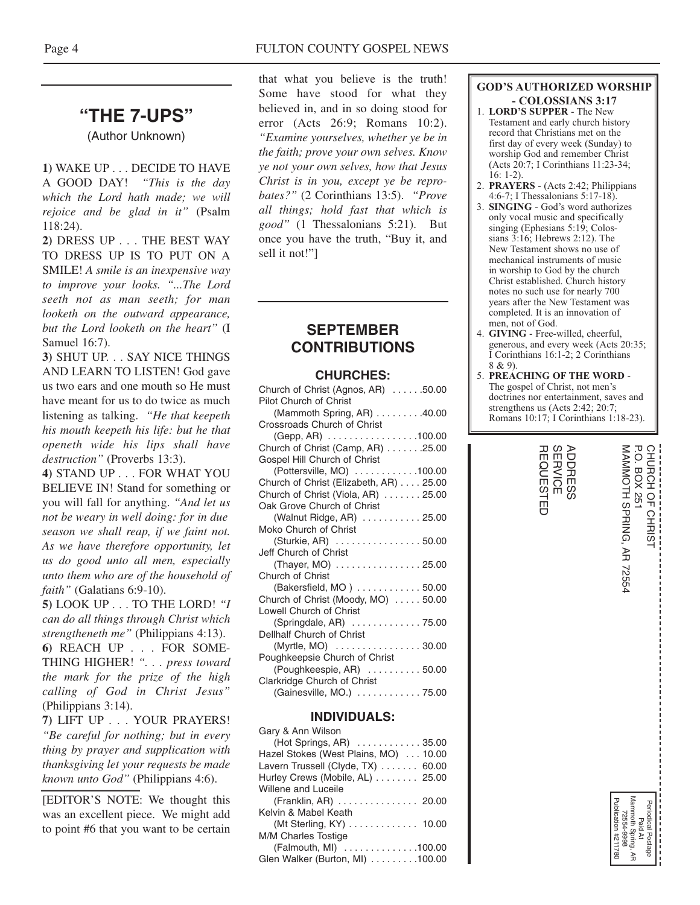## "THE 7-UPS"

(Author Unknown)

**1)** WAKE UP . . . DECIDE TO HAVE A GOOD DAY! *"This is the day which the Lord hath made; we will rejoice and be glad in it"* (Psalm 118:24).

**2)** DRESS UP . . . THE BEST WAY TO DRESS UP IS TO PUT ON A SMILE! *A smile is an inexpensive way to improve your looks. "...The Lord seeth not as man seeth; for man looketh on the outward appearance, but the Lord looketh on the heart"* (I Samuel 16:7).

**3)** SHUT UP. . . SAY NICE THINGS AND LEARN TO LISTEN! God gave us two ears and one mouth so He must have meant for us to do twice as much listening as talking. *"He that keepeth his mouth keepeth his life: but he that openeth wide his lips shall have destruction"* (Proverbs 13:3).

**4)** STAND UP . . . FOR WHAT YOU BELIEVE IN! Stand for something or you will fall for anything. *"And let us not be weary in well doing: for in due season we shall reap, if we faint not. As we have therefore opportunity, let us do good unto all men, especially unto them who are of the household of faith"* (Galatians 6:9-10).

**5)** LOOK UP . . . TO THE LORD! *"I can do all things through Christ which strengtheneth me"* (Philippians 4:13).

**6)** REACH UP . . . FOR SOMETHING HIGHER! *". . . press toward the mark for the prize of the high calling of God in Christ Jesus"* (Philippians 3:14).

**7)** LIFT UP . . . YOUR PRAYERS! *"Be careful for nothing; but in every thing by prayer and supplication with thanksgiving let your requests be made known unto God"* (Philippians 4:6).

[EDITOR'S NOTE: We thought this was an excellent piece. We might add to point #6 that you want to be certain that what you believe is the truth! Some have stood for what they believed in, and in so doing stood for error (Acts 26:9; Romans 10:2). *"Examine yourselves, whether ye be in the faith; prove your own selves. Know ye not your own selves, how that Jesus Christ is in you, except ye be reprobates?"* (2 Corinthians 13:5). *"Prove all things; hold fast that which is good"* (1 Thessalonians 5:21). But once you have the truth, "Buy it, and sell it not!"]

## SEPTEMBER CONTRIBUTIONS

### CHURCHES:

Church of Christ (Agnos, AR) . . . . . .50.00
Pilot Church of Christ (Mammoth Spring, AR) . . . . . . . . .40.00
Crossroads Church of Christ (Gepp, AR) . . . . . . . . . . . . . . . . .100.00
Church of Christ (Camp, AR) . . . . . . .25.00
Gospel Hill Church of Christ (Pottersville, MO) . . . . . . . . . . . .100.00
Church of Christ (Elizabeth, AR) . . . . 25.00
Church of Christ (Viola, AR) . . . . . . . 25.00
Oak Grove Church of Christ (Walnut Ridge, AR) . . . . . . . . . . . 25.00
Moko Church of Christ (Sturkie, AR) . . . . . . . . . . . . . . . . 50.00
Jeff Church of Christ (Thayer, MO) . . . . . . . . . . . . . . . . 25.00
Church of Christ (Bakersfield, MO ) . . . . . . . . . . . . 50.00
Church of Christ (Moody, MO) . . . . . 50.00
Lowell Church of Christ (Springdale, AR) . . . . . . . . . . . . . 75.00
Dellhalf Church of Christ (Myrtle, MO) . . . . . . . . . . . . . . . . 30.00
Poughkeepsie Church of Christ (Poughkeepsie, AR) . . . . . . . . . . 50.00
Clarkridge Church of Christ (Gainesville, MO.) . . . . . . . . . . . . 75.00

### INDIVIDUALS:

Gary & Ann Wilson (Hot Springs, AR) . . . . . . . . . . . . 35.00
Hazel Stokes (West Plains, MO) . . . 10.00
Lavern Trussell (Clyde, TX) . . . . . . . 60.00
Hurley Crews (Mobile, AL) . . . . . . . . 25.00
Willene and Luceile (Franklin, AR) . . . . . . . . . . . . . . . 20.00
Kelvin & Mabel Keath (Mt Sterling, KY) . . . . . . . . . . . . . 10.00
M/M Charles Tostige (Falmouth, MI) . . . . . . . . . . . . . .100.00
Glen Walker (Burton, MI) . . . . . . . . .100.00

### GOD'S AUTHORIZED WORSHIP - COLOSSIANS 3:17

1. **LORD'S SUPPER** - The New Testament and early church history record that Christians met on the first day of every week (Sunday) to worship God and remember Christ (Acts 20:7; I Corinthians 11:23-34; 16: 1-2).
2. **PRAYERS** - (Acts 2:42; Philippians 4:6-7; I Thessalonians 5:17-18).
3. **SINGING** - God's word authorizes only vocal music and specifically singing (Ephesians 5:19; Colossians 3:16; Hebrews 2:12). The New Testament shows no use of mechanical instruments of music in worship to God by the church Christ established. Church history notes no such use for nearly 700 years after the New Testament was completed. It is an innovation of men, not of God.
4. **GIVING** - Free-willed, cheerful, generous, and every week (Acts 20:35; I Corinthians 16:1-2; 2 Corinthians 8 & 9).
5. **PREACHING OF THE WORD** - The gospel of Christ, not men's doctrines nor entertainment, saves and strengthens us (Acts 2:42; 20:7; Romans 10:17; I Corinthians 1:18-23).

CHURCH OF CHRIST
P.O. BOX 251
MAMMOTH SPRING, AR 72554

ADDRESS SERVICE REQUESTED

Periodical Postage Paid At Mammoth Spring, AR 72554-9998 Publication #211780